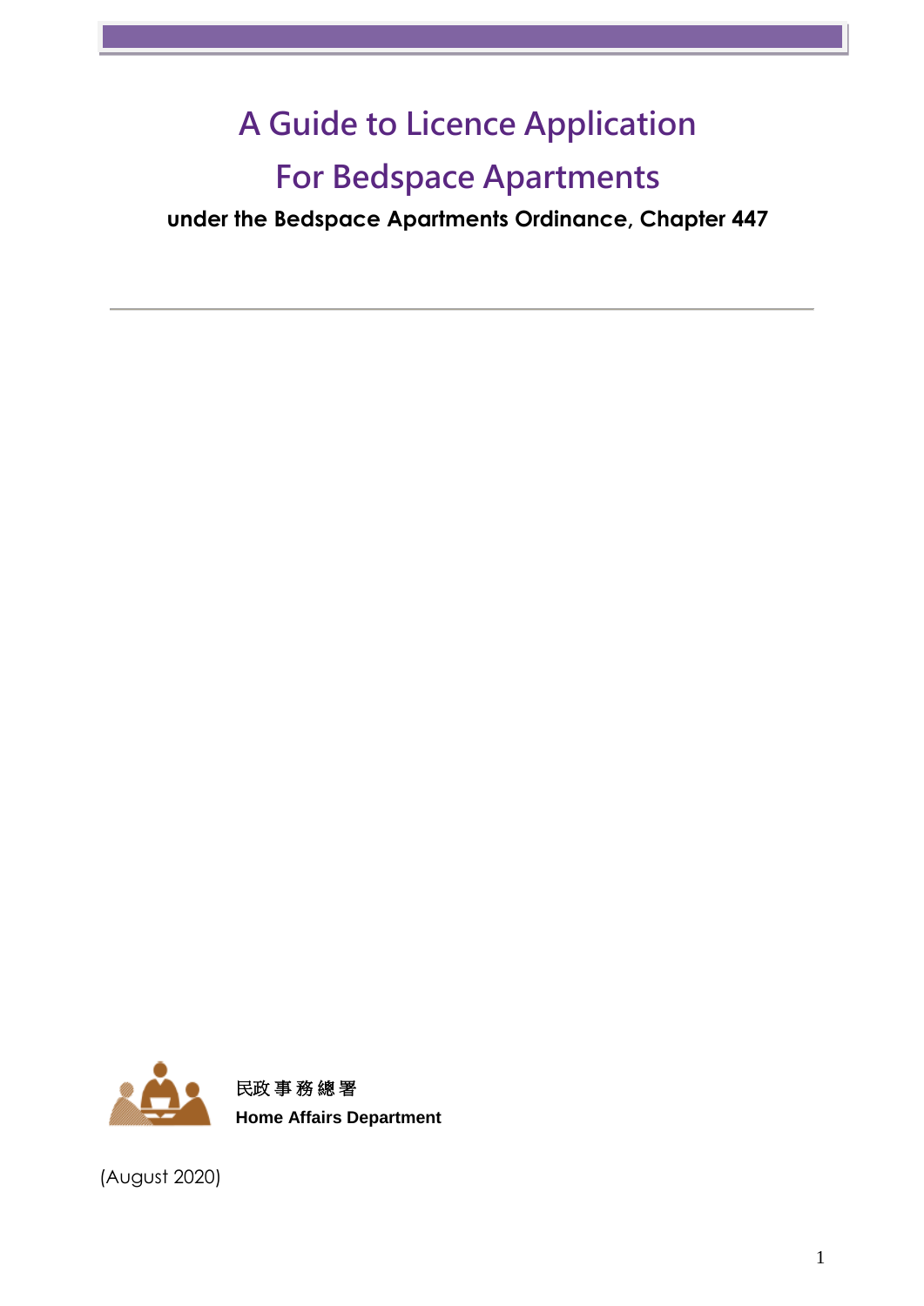# A Guide to Licence Application

# For Bedspace Apartments

**under the Bedspace Apartments Ordinance, Chapter 447**

民政事務總署

**Home Affairs Department**

(August 2020)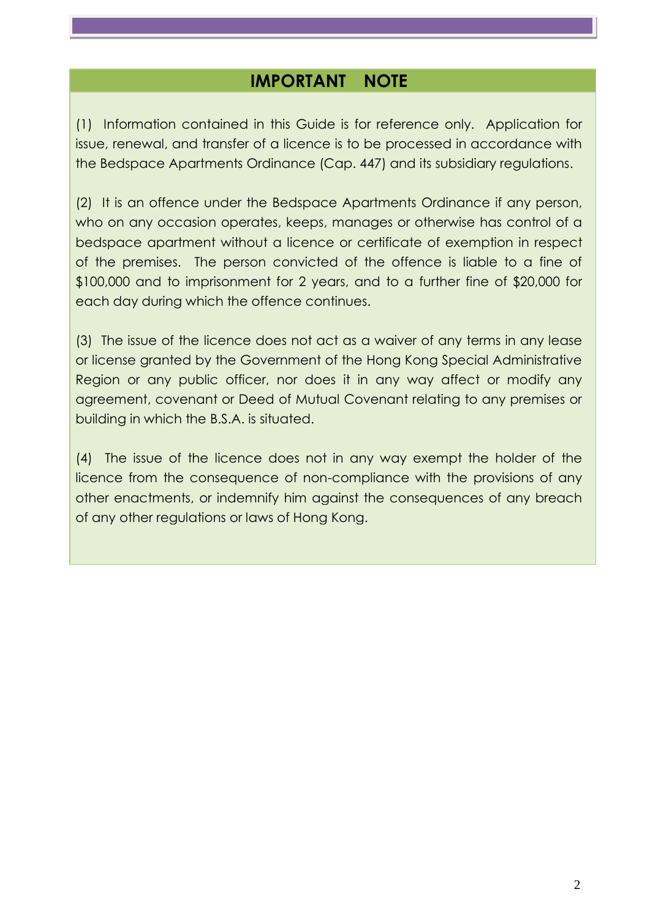## IMPORTANT NOTE

(1) Information contained in this Guide is for reference only. Application for issue, renewal, and transfer of a licence is to be processed in accordance with the Bedspace Apartments Ordinance (Cap. 447) and its subsidiary regulations.

(2) It is an offence under the Bedspace Apartments Ordinance if any person, who on any occasion operates, keeps, manages or otherwise has control of a bedspace apartment without a licence or certificate of exemption in respect of the premises. The person convicted of the offence is liable to a fine of $100,000 and to imprisonment for 2 years, and to a further fine of $20,000 for each day during which the offence continues.

(3) The issue of the licence does not act as a waiver of any terms in any lease or license granted by the Government of the Hong Kong Special Administrative Region or any public officer, nor does it in any way affect or modify any agreement, covenant or Deed of Mutual Covenant relating to any premises or building in which the B.S.A. is situated.

(4) The issue of the licence does not in any way exempt the holder of the licence from the consequence of non-compliance with the provisions of any other enactments, or indemnify him against the consequences of any breach of any other regulations or laws of Hong Kong.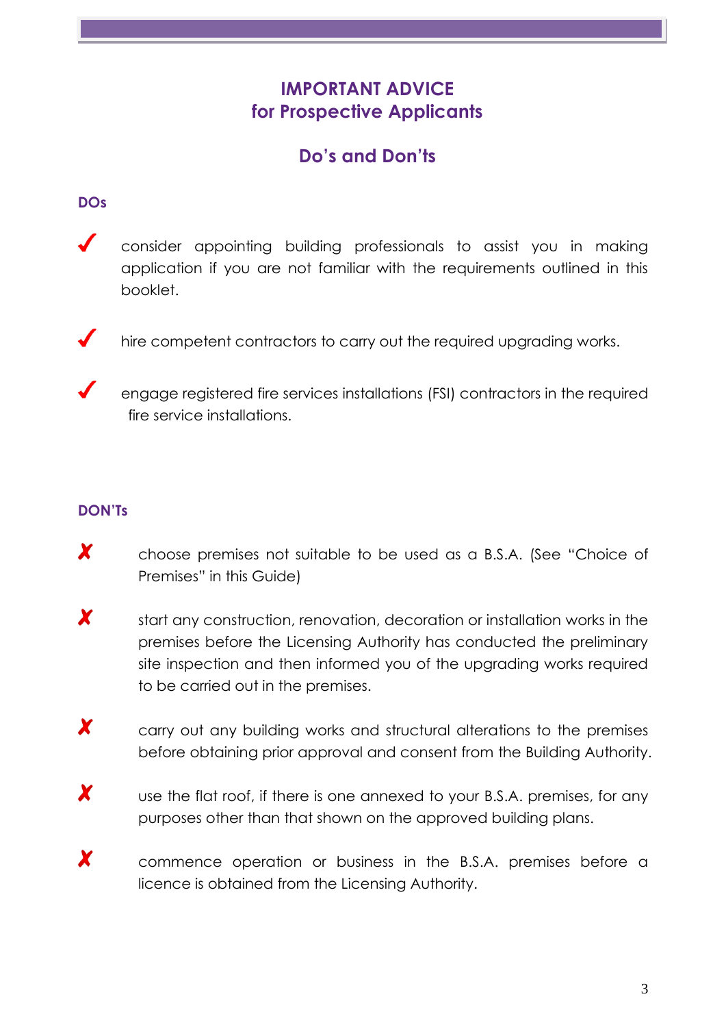# IMPORTANT ADVICE
# for Prospective Applicants

## Do's and Don'ts

### DOs

- ✓ consider appointing building professionals to assist you in making application if you are not familiar with the requirements outlined in this booklet.

- ✓ hire competent contractors to carry out the required upgrading works.

- ✓ engage registered fire services installations (FSI) contractors in the required fire service installations.

### DON'Ts

- ✗ choose premises not suitable to be used as a B.S.A. (See "Choice of Premises" in this Guide)

- ✗ start any construction, renovation, decoration or installation works in the premises before the Licensing Authority has conducted the preliminary site inspection and then informed you of the upgrading works required to be carried out in the premises.

- ✗ carry out any building works and structural alterations to the premises before obtaining prior approval and consent from the Building Authority.

- ✗ use the flat roof, if there is one annexed to your B.S.A. premises, for any purposes other than that shown on the approved building plans.

- ✗ commence operation or business in the B.S.A. premises before a licence is obtained from the Licensing Authority.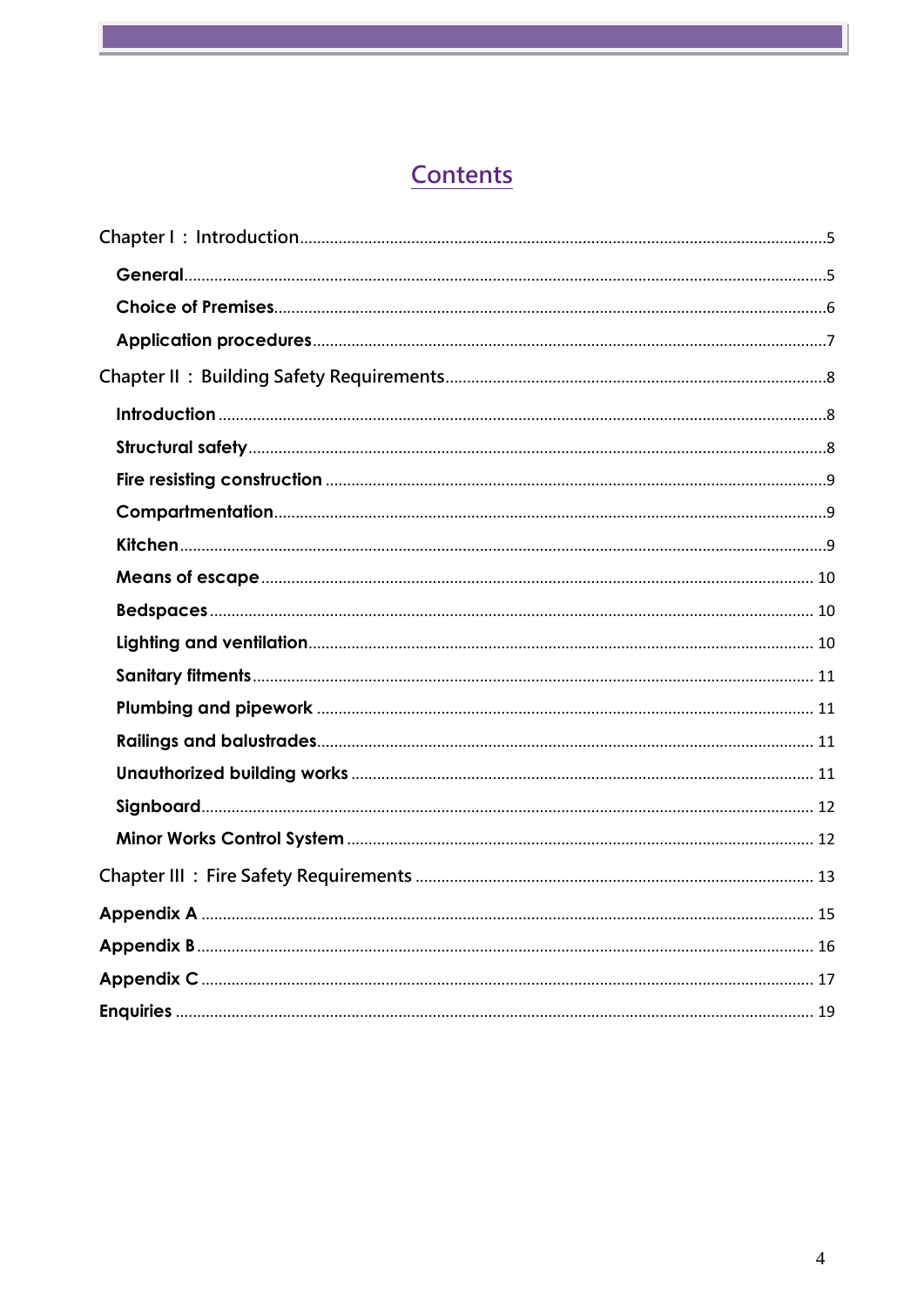# Contents

Chapter I : Introduction....5

**General**....5

**Choice of Premises**....6

**Application procedures**....7

Chapter II : Building Safety Requirements....8

**Introduction**....8

**Structural safety**....8

**Fire resisting construction**....9

**Compartmentation**....9

**Kitchen**....9

**Means of escape**....10

**Bedspaces**....10

**Lighting and ventilation**....10

**Sanitary fitments**....11

**Plumbing and pipework**....11

**Railings and balustrades**....11

**Unauthorized building works**....11

**Signboard**....12

**Minor Works Control System**....12

Chapter III : Fire Safety Requirements....13

**Appendix A**....15

**Appendix B**....16

**Appendix C**....17

**Enquiries**....19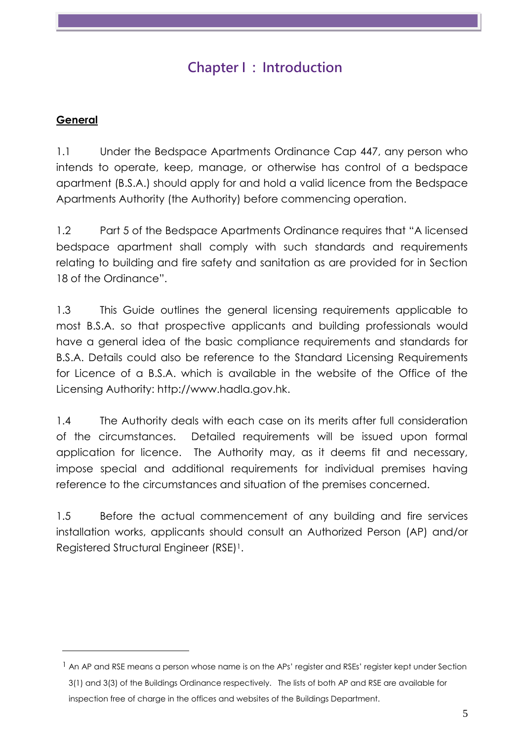# Chapter I : Introduction

## General

1.1 Under the Bedspace Apartments Ordinance Cap 447, any person who intends to operate, keep, manage, or otherwise has control of a bedspace apartment (B.S.A.) should apply for and hold a valid licence from the Bedspace Apartments Authority (the Authority) before commencing operation.

1.2 Part 5 of the Bedspace Apartments Ordinance requires that "A licensed bedspace apartment shall comply with such standards and requirements relating to building and fire safety and sanitation as are provided for in Section 18 of the Ordinance".

1.3 This Guide outlines the general licensing requirements applicable to most B.S.A. so that prospective applicants and building professionals would have a general idea of the basic compliance requirements and standards for B.S.A. Details could also be reference to the Standard Licensing Requirements for Licence of a B.S.A. which is available in the website of the Office of the Licensing Authority: http://www.hadla.gov.hk.

1.4 The Authority deals with each case on its merits after full consideration of the circumstances. Detailed requirements will be issued upon formal application for licence. The Authority may, as it deems fit and necessary, impose special and additional requirements for individual premises having reference to the circumstances and situation of the premises concerned.

1.5 Before the actual commencement of any building and fire services installation works, applicants should consult an Authorized Person (AP) and/or Registered Structural Engineer (RSE)[1].

---

[1] An AP and RSE means a person whose name is on the APs' register and RSEs' register kept under Section 3(1) and 3(3) of the Buildings Ordinance respectively. The lists of both AP and RSE are available for inspection free of charge in the offices and websites of the Buildings Department.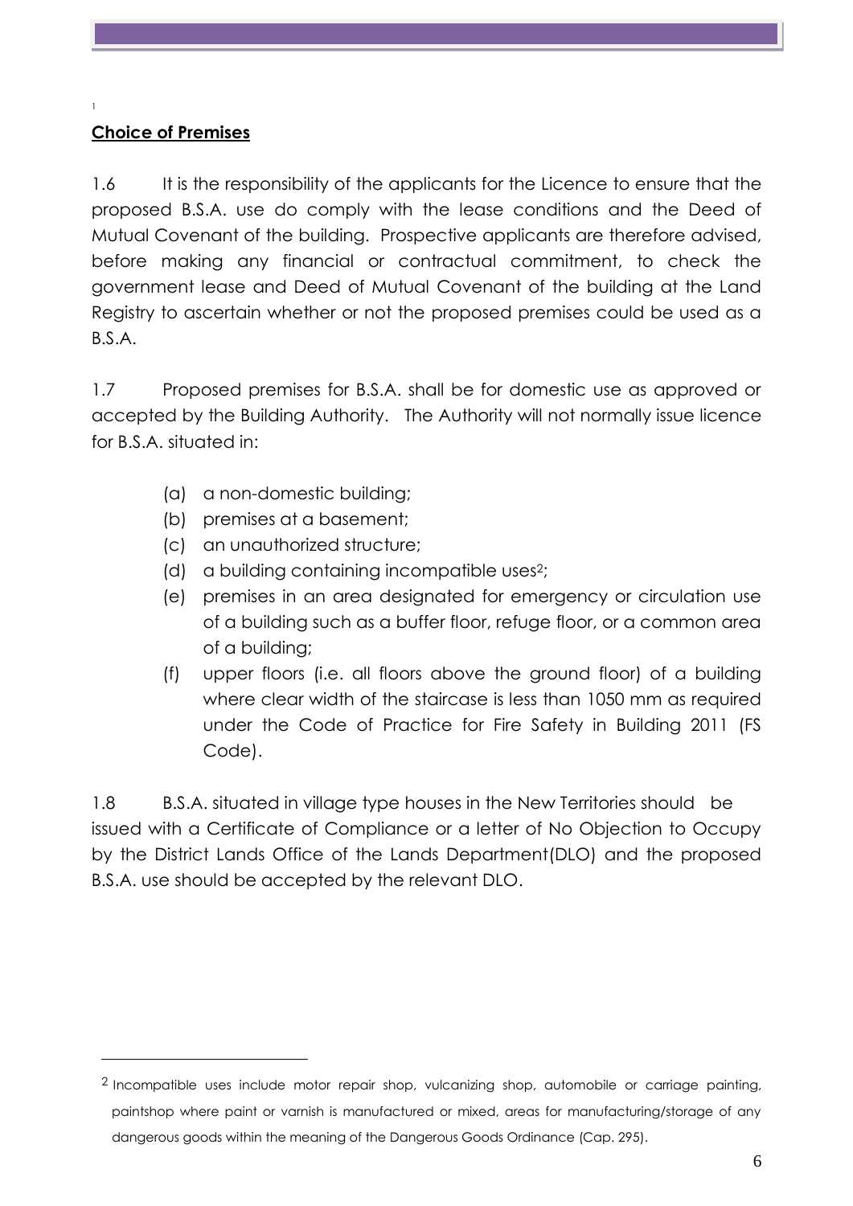1

## Choice of Premises

1.6 It is the responsibility of the applicants for the Licence to ensure that the proposed B.S.A. use do comply with the lease conditions and the Deed of Mutual Covenant of the building. Prospective applicants are therefore advised, before making any financial or contractual commitment, to check the government lease and Deed of Mutual Covenant of the building at the Land Registry to ascertain whether or not the proposed premises could be used as a B.S.A.

1.7 Proposed premises for B.S.A. shall be for domestic use as approved or accepted by the Building Authority. The Authority will not normally issue licence for B.S.A. situated in:

(a) a non-domestic building;
(b) premises at a basement;
(c) an unauthorized structure;
(d) a building containing incompatible uses[2];
(e) premises in an area designated for emergency or circulation use of a building such as a buffer floor, refuge floor, or a common area of a building;
(f) upper floors (i.e. all floors above the ground floor) of a building where clear width of the staircase is less than 1050 mm as required under the Code of Practice for Fire Safety in Building 2011 (FS Code).

1.8 B.S.A. situated in village type houses in the New Territories should be issued with a Certificate of Compliance or a letter of No Objection to Occupy by the District Lands Office of the Lands Department(DLO) and the proposed B.S.A. use should be accepted by the relevant DLO.

---

[2] Incompatible uses include motor repair shop, vulcanizing shop, automobile or carriage painting, paintshop where paint or varnish is manufactured or mixed, areas for manufacturing/storage of any dangerous goods within the meaning of the Dangerous Goods Ordinance (Cap. 295).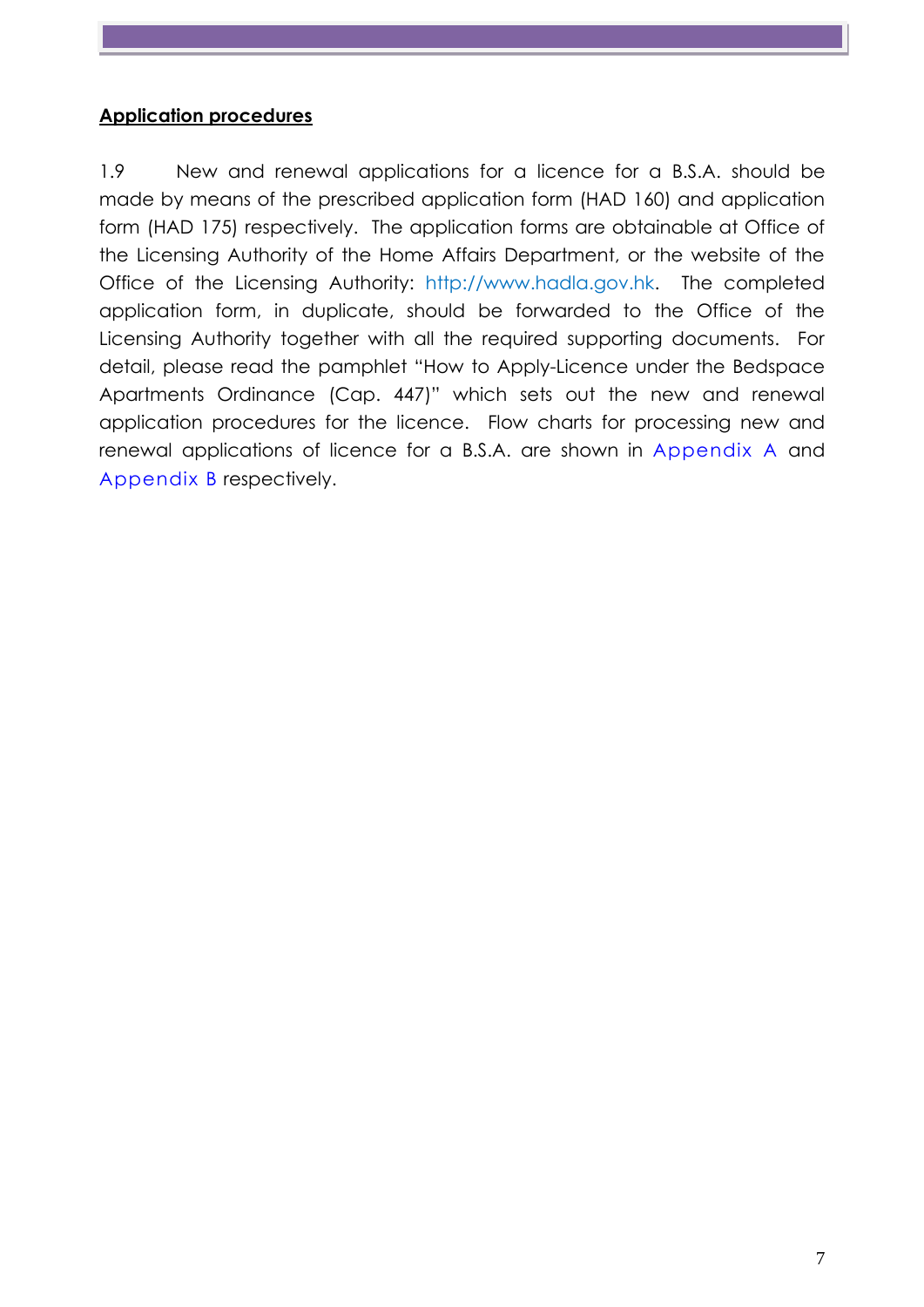**Application procedures**

1.9 New and renewal applications for a licence for a B.S.A. should be made by means of the prescribed application form (HAD 160) and application form (HAD 175) respectively. The application forms are obtainable at Office of the Licensing Authority of the Home Affairs Department, or the website of the Office of the Licensing Authority: http://www.hadla.gov.hk. The completed application form, in duplicate, should be forwarded to the Office of the Licensing Authority together with all the required supporting documents. For detail, please read the pamphlet "How to Apply-Licence under the Bedspace Apartments Ordinance (Cap. 447)" which sets out the new and renewal application procedures for the licence. Flow charts for processing new and renewal applications of licence for a B.S.A. are shown in Appendix A and Appendix B respectively.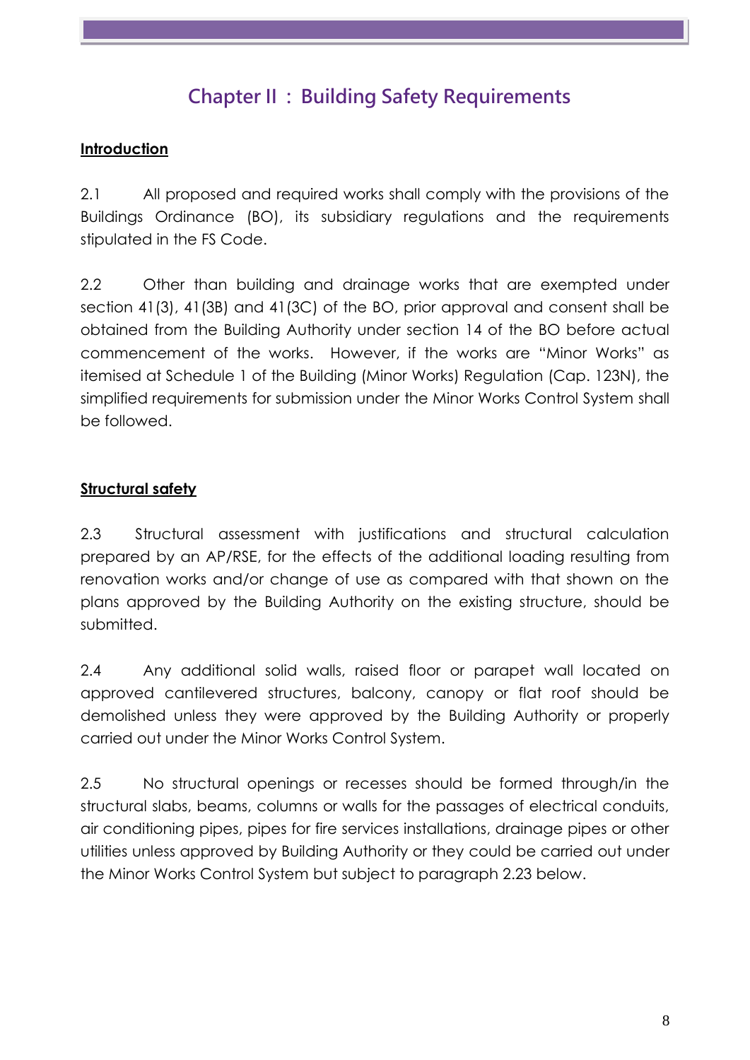# Chapter II : Building Safety Requirements

**Introduction**

2.1 All proposed and required works shall comply with the provisions of the Buildings Ordinance (BO), its subsidiary regulations and the requirements stipulated in the FS Code.

2.2 Other than building and drainage works that are exempted under section 41(3), 41(3B) and 41(3C) of the BO, prior approval and consent shall be obtained from the Building Authority under section 14 of the BO before actual commencement of the works. However, if the works are "Minor Works" as itemised at Schedule 1 of the Building (Minor Works) Regulation (Cap. 123N), the simplified requirements for submission under the Minor Works Control System shall be followed.

**Structural safety**

2.3 Structural assessment with justifications and structural calculation prepared by an AP/RSE, for the effects of the additional loading resulting from renovation works and/or change of use as compared with that shown on the plans approved by the Building Authority on the existing structure, should be submitted.

2.4 Any additional solid walls, raised floor or parapet wall located on approved cantilevered structures, balcony, canopy or flat roof should be demolished unless they were approved by the Building Authority or properly carried out under the Minor Works Control System.

2.5 No structural openings or recesses should be formed through/in the structural slabs, beams, columns or walls for the passages of electrical conduits, air conditioning pipes, pipes for fire services installations, drainage pipes or other utilities unless approved by Building Authority or they could be carried out under the Minor Works Control System but subject to paragraph 2.23 below.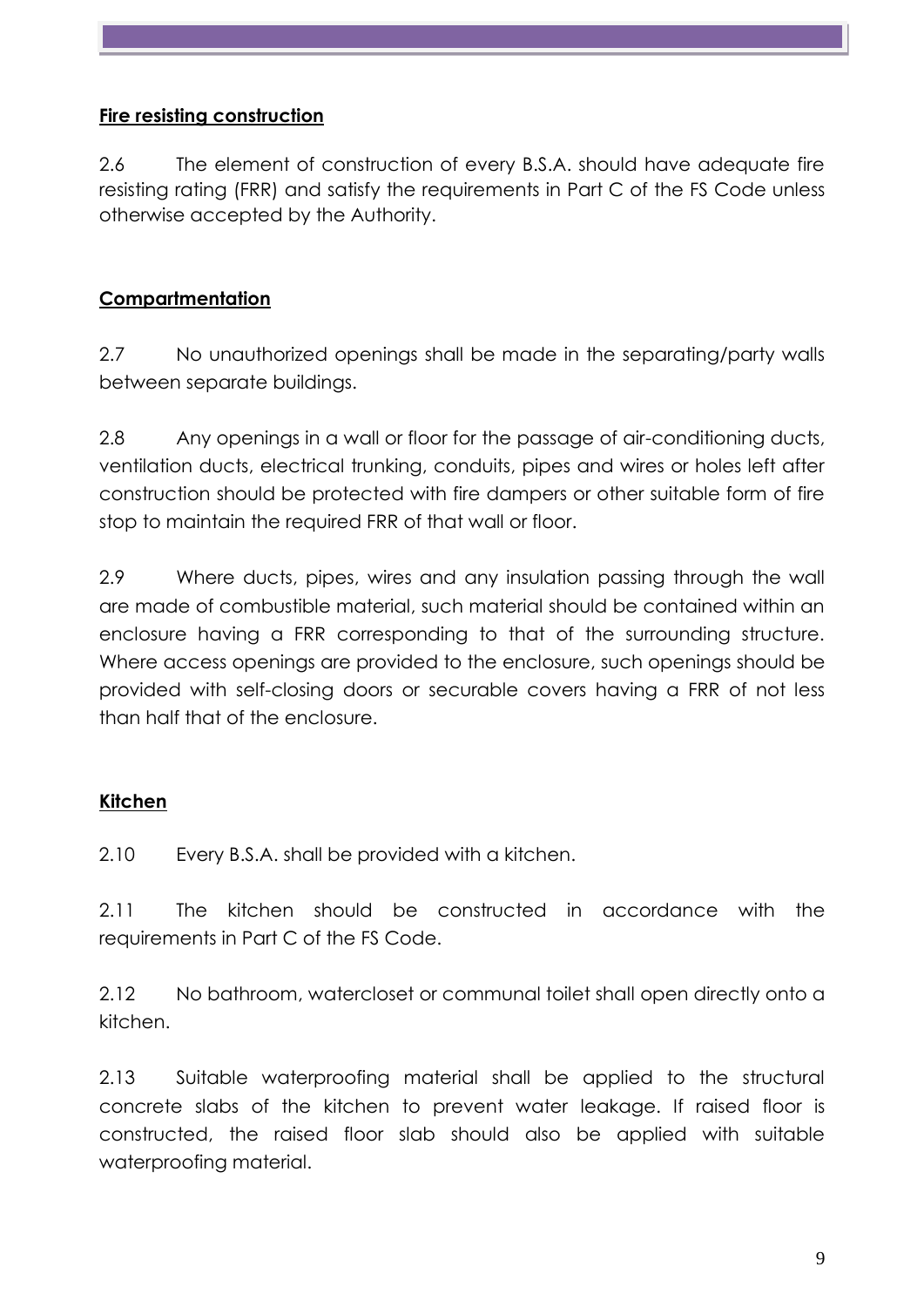**Fire resisting construction**

2.6 The element of construction of every B.S.A. should have adequate fire resisting rating (FRR) and satisfy the requirements in Part C of the FS Code unless otherwise accepted by the Authority.

**Compartmentation**

2.7 No unauthorized openings shall be made in the separating/party walls between separate buildings.

2.8 Any openings in a wall or floor for the passage of air-conditioning ducts, ventilation ducts, electrical trunking, conduits, pipes and wires or holes left after construction should be protected with fire dampers or other suitable form of fire stop to maintain the required FRR of that wall or floor.

2.9 Where ducts, pipes, wires and any insulation passing through the wall are made of combustible material, such material should be contained within an enclosure having a FRR corresponding to that of the surrounding structure. Where access openings are provided to the enclosure, such openings should be provided with self-closing doors or securable covers having a FRR of not less than half that of the enclosure.

**Kitchen**

2.10 Every B.S.A. shall be provided with a kitchen.

2.11 The kitchen should be constructed in accordance with the requirements in Part C of the FS Code.

2.12 No bathroom, watercloset or communal toilet shall open directly onto a kitchen.

2.13 Suitable waterproofing material shall be applied to the structural concrete slabs of the kitchen to prevent water leakage. If raised floor is constructed, the raised floor slab should also be applied with suitable waterproofing material.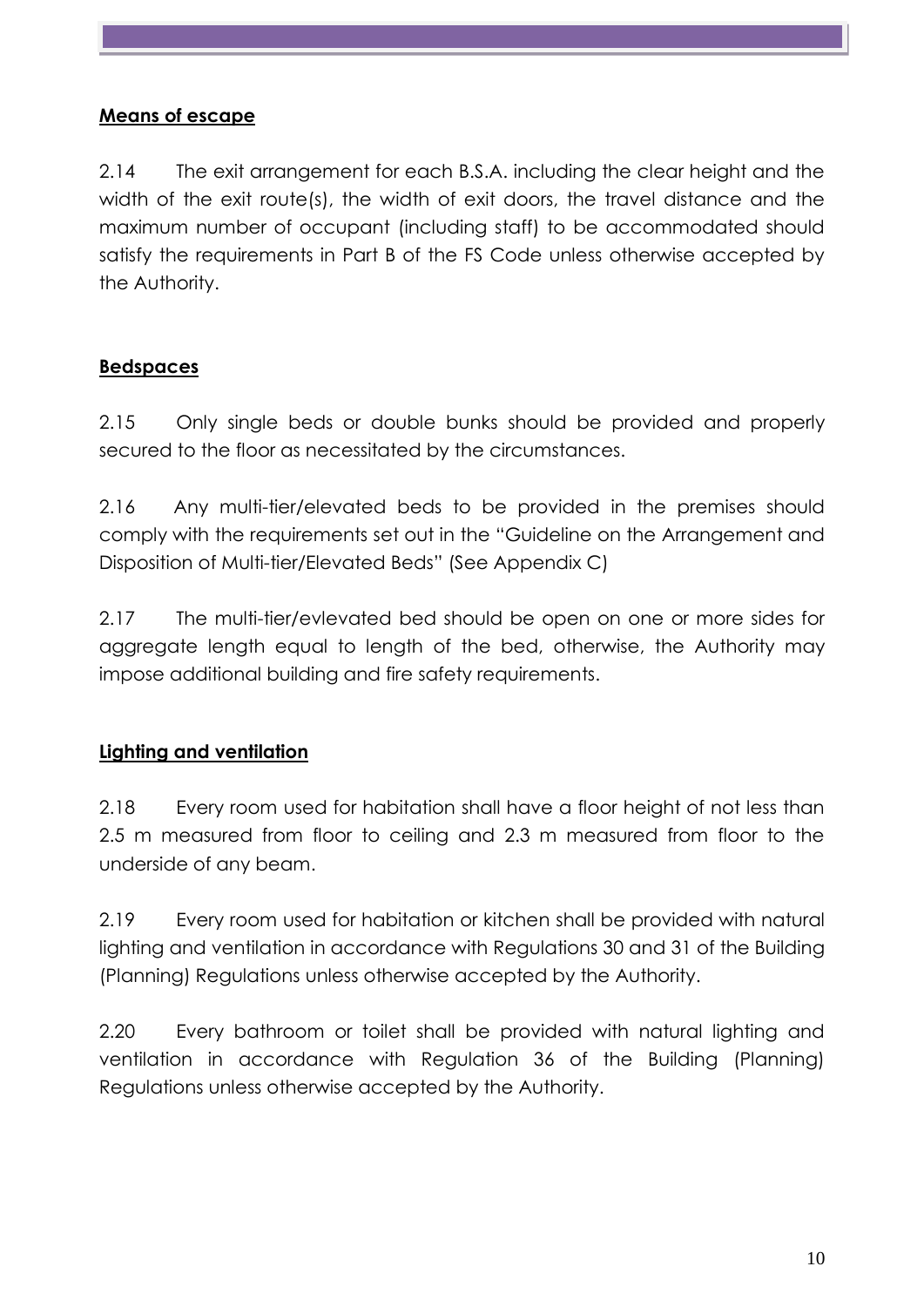## Means of escape

2.14 The exit arrangement for each B.S.A. including the clear height and the width of the exit route(s), the width of exit doors, the travel distance and the maximum number of occupant (including staff) to be accommodated should satisfy the requirements in Part B of the FS Code unless otherwise accepted by the Authority.

## Bedspaces

2.15 Only single beds or double bunks should be provided and properly secured to the floor as necessitated by the circumstances.

2.16 Any multi-tier/elevated beds to be provided in the premises should comply with the requirements set out in the "Guideline on the Arrangement and Disposition of Multi-tier/Elevated Beds" (See Appendix C)

2.17 The multi-tier/evlevated bed should be open on one or more sides for aggregate length equal to length of the bed, otherwise, the Authority may impose additional building and fire safety requirements.

## Lighting and ventilation

2.18 Every room used for habitation shall have a floor height of not less than 2.5 m measured from floor to ceiling and 2.3 m measured from floor to the underside of any beam.

2.19 Every room used for habitation or kitchen shall be provided with natural lighting and ventilation in accordance with Regulations 30 and 31 of the Building (Planning) Regulations unless otherwise accepted by the Authority.

2.20 Every bathroom or toilet shall be provided with natural lighting and ventilation in accordance with Regulation 36 of the Building (Planning) Regulations unless otherwise accepted by the Authority.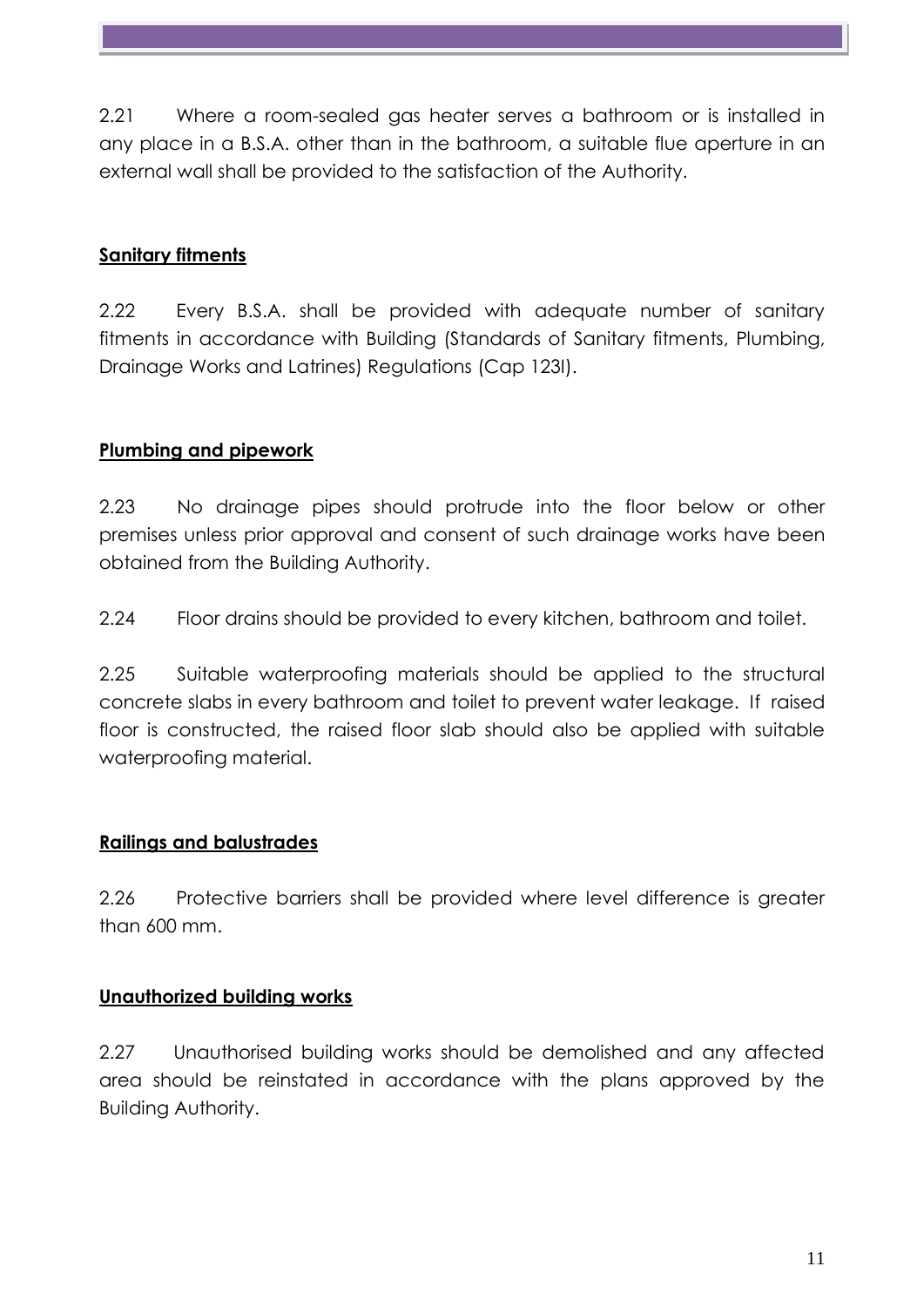2.21 Where a room-sealed gas heater serves a bathroom or is installed in any place in a B.S.A. other than in the bathroom, a suitable flue aperture in an external wall shall be provided to the satisfaction of the Authority.

**Sanitary fitments**

2.22 Every B.S.A. shall be provided with adequate number of sanitary fitments in accordance with Building (Standards of Sanitary fitments, Plumbing, Drainage Works and Latrines) Regulations (Cap 123I).

**Plumbing and pipework**

2.23 No drainage pipes should protrude into the floor below or other premises unless prior approval and consent of such drainage works have been obtained from the Building Authority.

2.24 Floor drains should be provided to every kitchen, bathroom and toilet.

2.25 Suitable waterproofing materials should be applied to the structural concrete slabs in every bathroom and toilet to prevent water leakage. If raised floor is constructed, the raised floor slab should also be applied with suitable waterproofing material.

**Railings and balustrades**

2.26 Protective barriers shall be provided where level difference is greater than 600 mm.

**Unauthorized building works**

2.27 Unauthorised building works should be demolished and any affected area should be reinstated in accordance with the plans approved by the Building Authority.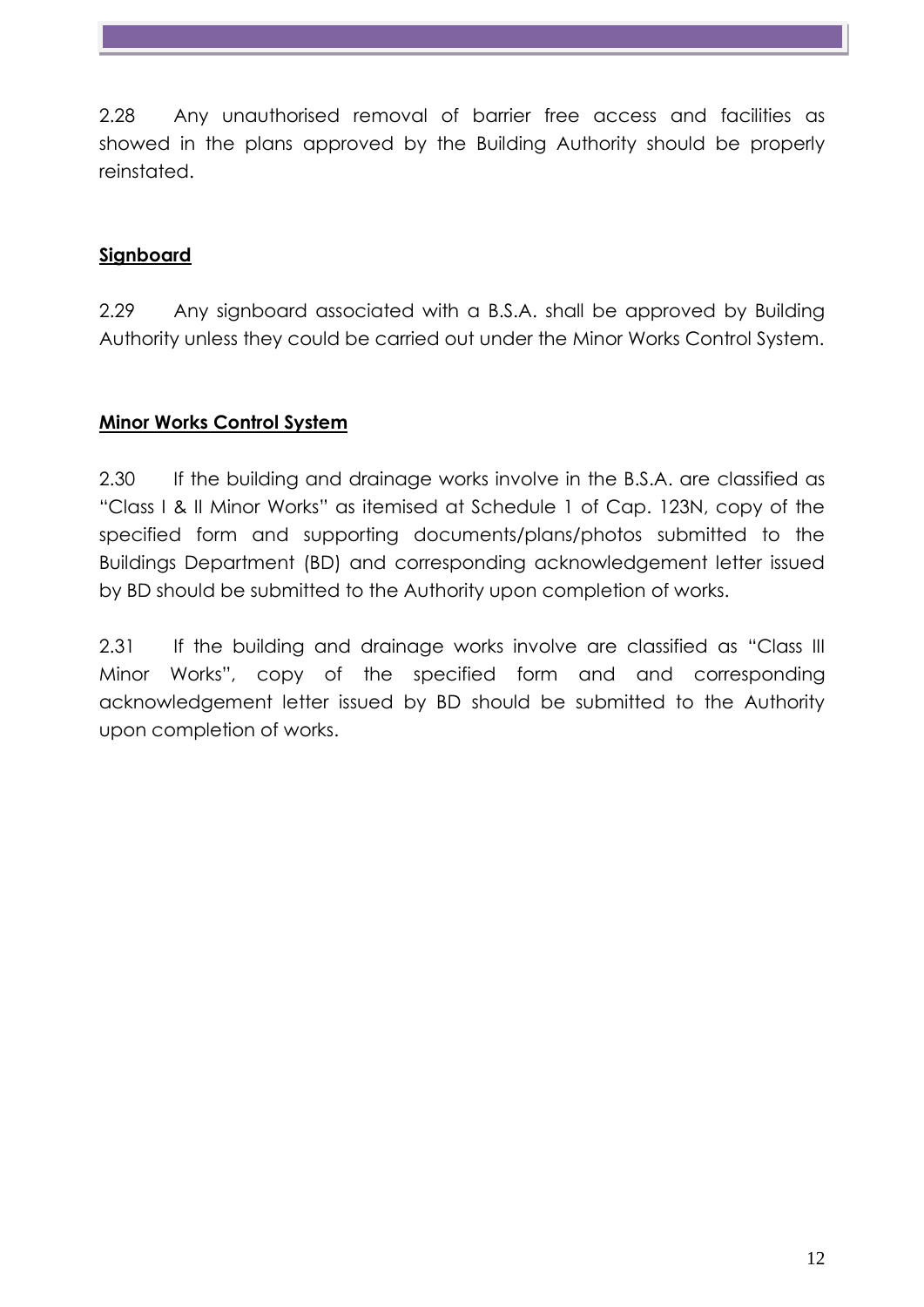2.28 Any unauthorised removal of barrier free access and facilities as showed in the plans approved by the Building Authority should be properly reinstated.

**Signboard**

2.29 Any signboard associated with a B.S.A. shall be approved by Building Authority unless they could be carried out under the Minor Works Control System.

**Minor Works Control System**

2.30 If the building and drainage works involve in the B.S.A. are classified as "Class I & II Minor Works" as itemised at Schedule 1 of Cap. 123N, copy of the specified form and supporting documents/plans/photos submitted to the Buildings Department (BD) and corresponding acknowledgement letter issued by BD should be submitted to the Authority upon completion of works.

2.31 If the building and drainage works involve are classified as "Class III Minor Works", copy of the specified form and and corresponding acknowledgement letter issued by BD should be submitted to the Authority upon completion of works.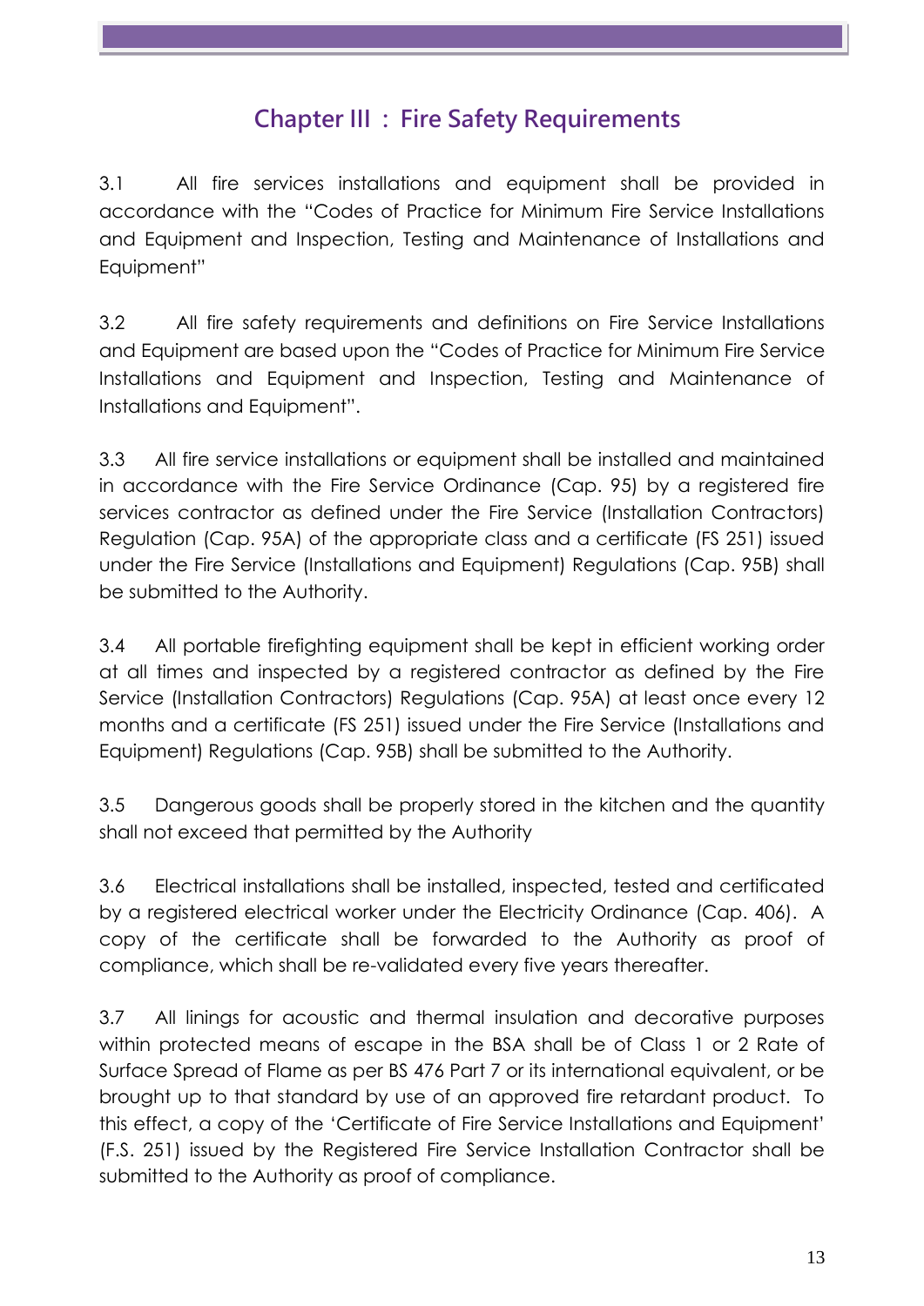# Chapter III : Fire Safety Requirements

3.1 All fire services installations and equipment shall be provided in accordance with the "Codes of Practice for Minimum Fire Service Installations and Equipment and Inspection, Testing and Maintenance of Installations and Equipment"

3.2 All fire safety requirements and definitions on Fire Service Installations and Equipment are based upon the "Codes of Practice for Minimum Fire Service Installations and Equipment and Inspection, Testing and Maintenance of Installations and Equipment".

3.3 All fire service installations or equipment shall be installed and maintained in accordance with the Fire Service Ordinance (Cap. 95) by a registered fire services contractor as defined under the Fire Service (Installation Contractors) Regulation (Cap. 95A) of the appropriate class and a certificate (FS 251) issued under the Fire Service (Installations and Equipment) Regulations (Cap. 95B) shall be submitted to the Authority.

3.4 All portable firefighting equipment shall be kept in efficient working order at all times and inspected by a registered contractor as defined by the Fire Service (Installation Contractors) Regulations (Cap. 95A) at least once every 12 months and a certificate (FS 251) issued under the Fire Service (Installations and Equipment) Regulations (Cap. 95B) shall be submitted to the Authority.

3.5 Dangerous goods shall be properly stored in the kitchen and the quantity shall not exceed that permitted by the Authority

3.6 Electrical installations shall be installed, inspected, tested and certificated by a registered electrical worker under the Electricity Ordinance (Cap. 406). A copy of the certificate shall be forwarded to the Authority as proof of compliance, which shall be re-validated every five years thereafter.

3.7 All linings for acoustic and thermal insulation and decorative purposes within protected means of escape in the BSA shall be of Class 1 or 2 Rate of Surface Spread of Flame as per BS 476 Part 7 or its international equivalent, or be brought up to that standard by use of an approved fire retardant product. To this effect, a copy of the 'Certificate of Fire Service Installations and Equipment' (F.S. 251) issued by the Registered Fire Service Installation Contractor shall be submitted to the Authority as proof of compliance.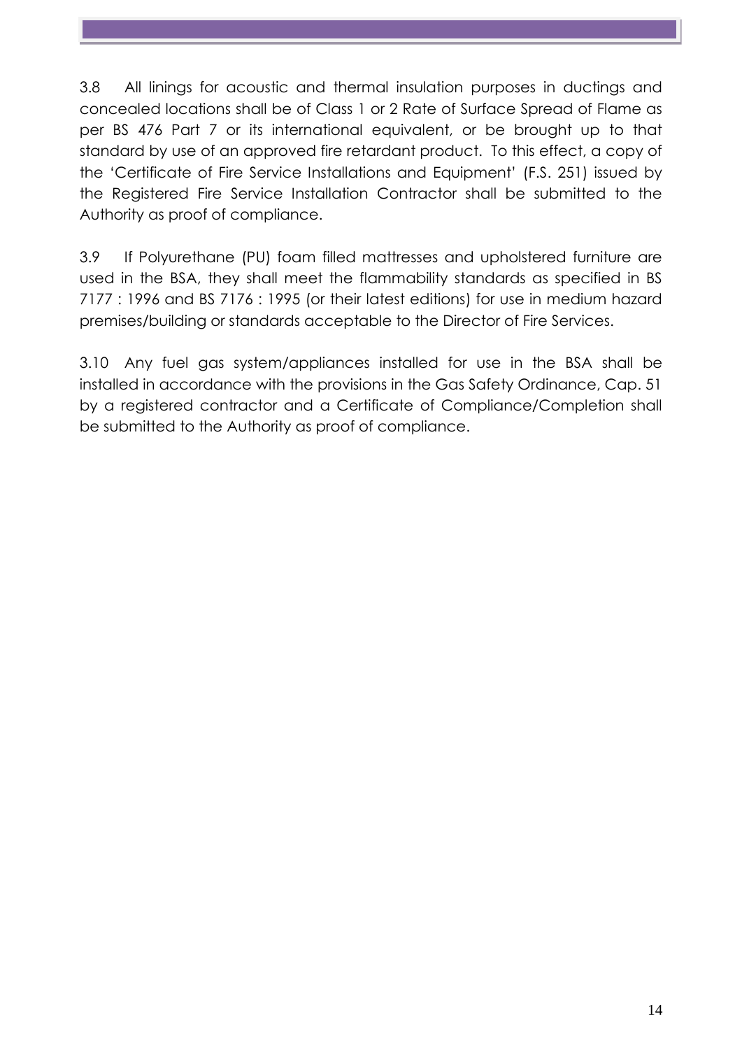3.8 All linings for acoustic and thermal insulation purposes in ductings and concealed locations shall be of Class 1 or 2 Rate of Surface Spread of Flame as per BS 476 Part 7 or its international equivalent, or be brought up to that standard by use of an approved fire retardant product. To this effect, a copy of the 'Certificate of Fire Service Installations and Equipment' (F.S. 251) issued by the Registered Fire Service Installation Contractor shall be submitted to the Authority as proof of compliance.

3.9 If Polyurethane (PU) foam filled mattresses and upholstered furniture are used in the BSA, they shall meet the flammability standards as specified in BS 7177 : 1996 and BS 7176 : 1995 (or their latest editions) for use in medium hazard premises/building or standards acceptable to the Director of Fire Services.

3.10 Any fuel gas system/appliances installed for use in the BSA shall be installed in accordance with the provisions in the Gas Safety Ordinance, Cap. 51 by a registered contractor and a Certificate of Compliance/Completion shall be submitted to the Authority as proof of compliance.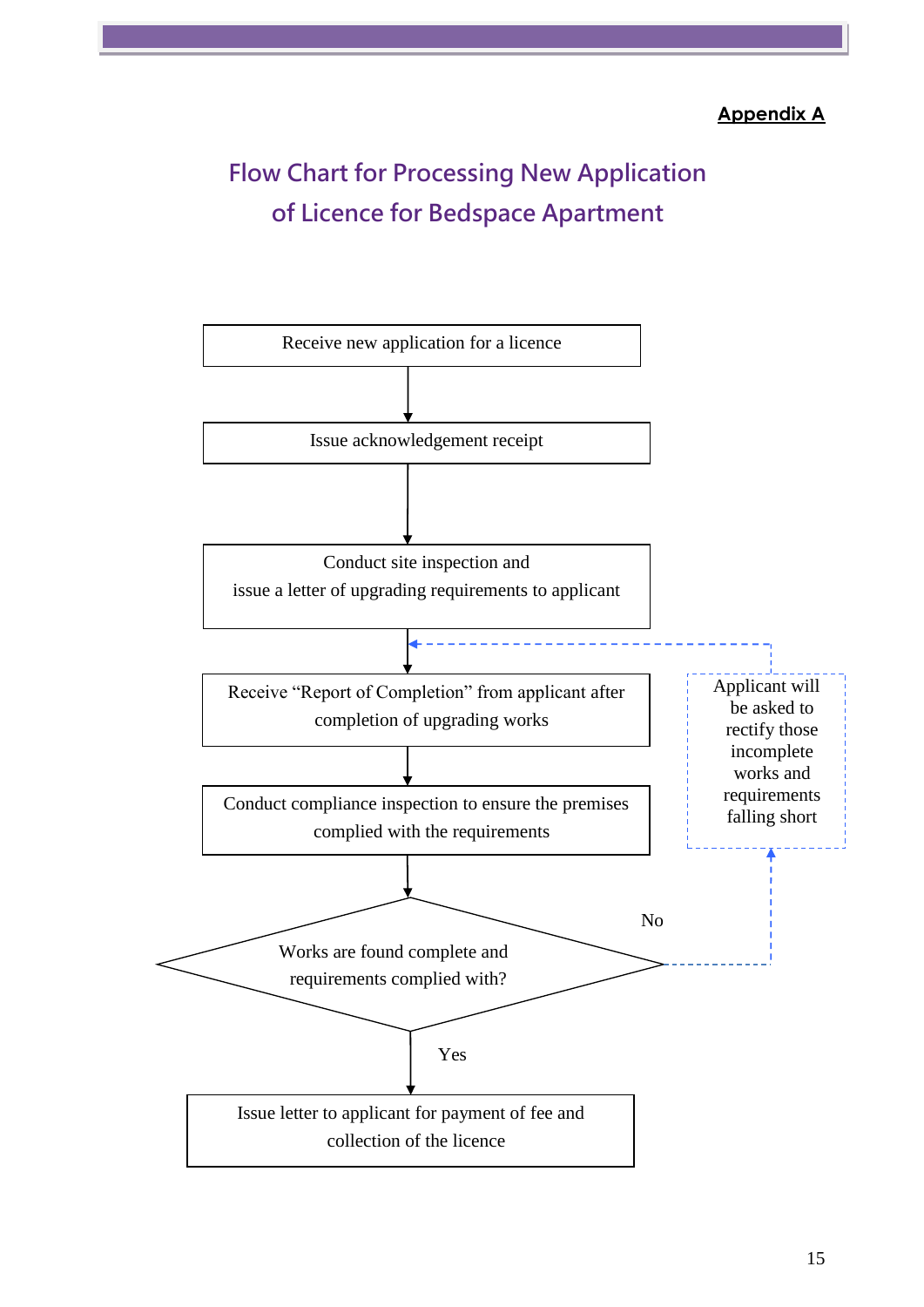**Appendix A**

# Flow Chart for Processing New Application of Licence for Bedspace Apartment

Receive new application for a licence

Issue acknowledgement receipt

Conduct site inspection and issue a letter of upgrading requirements to applicant

Receive "Report of Completion" from applicant after completion of upgrading works

Conduct compliance inspection to ensure the premises complied with the requirements

Works are found complete and requirements complied with?

No

Applicant will be asked to rectify those incomplete works and requirements falling short

Yes

Issue letter to applicant for payment of fee and collection of the licence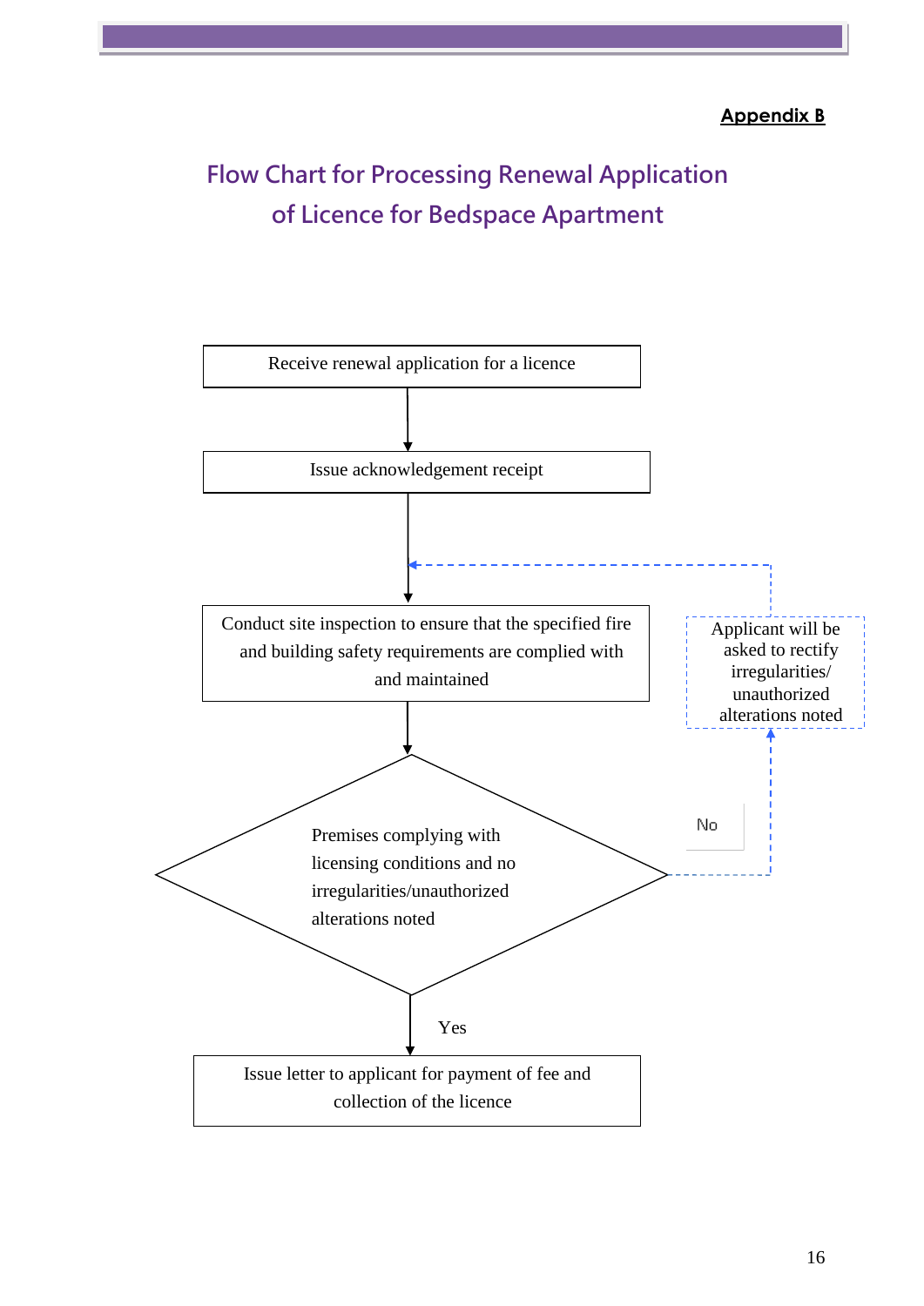**Appendix B**

## Flow Chart for Processing Renewal Application of Licence for Bedspace Apartment

Receive renewal application for a licence

Issue acknowledgement receipt

Conduct site inspection to ensure that the specified fire and building safety requirements are complied with and maintained

Premises complying with licensing conditions and no irregularities/unauthorized alterations noted

No

Applicant will be asked to rectify irregularities/ unauthorized alterations noted

Yes

Issue letter to applicant for payment of fee and collection of the licence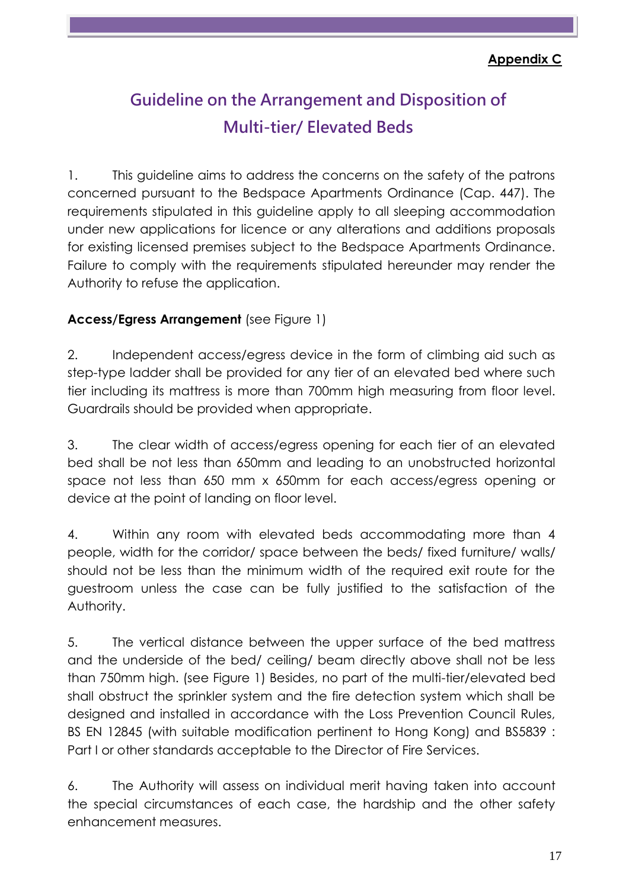**Appendix C**

# Guideline on the Arrangement and Disposition of Multi-tier/ Elevated Beds

1. This guideline aims to address the concerns on the safety of the patrons concerned pursuant to the Bedspace Apartments Ordinance (Cap. 447). The requirements stipulated in this guideline apply to all sleeping accommodation under new applications for licence or any alterations and additions proposals for existing licensed premises subject to the Bedspace Apartments Ordinance. Failure to comply with the requirements stipulated hereunder may render the Authority to refuse the application.

**Access/Egress Arrangement** (see Figure 1)

2. Independent access/egress device in the form of climbing aid such as step-type ladder shall be provided for any tier of an elevated bed where such tier including its mattress is more than 700mm high measuring from floor level. Guardrails should be provided when appropriate.

3. The clear width of access/egress opening for each tier of an elevated bed shall be not less than 650mm and leading to an unobstructed horizontal space not less than 650 mm x 650mm for each access/egress opening or device at the point of landing on floor level.

4. Within any room with elevated beds accommodating more than 4 people, width for the corridor/ space between the beds/ fixed furniture/ walls/ should not be less than the minimum width of the required exit route for the guestroom unless the case can be fully justified to the satisfaction of the Authority.

5. The vertical distance between the upper surface of the bed mattress and the underside of the bed/ ceiling/ beam directly above shall not be less than 750mm high. (see Figure 1) Besides, no part of the multi-tier/elevated bed shall obstruct the sprinkler system and the fire detection system which shall be designed and installed in accordance with the Loss Prevention Council Rules, BS EN 12845 (with suitable modification pertinent to Hong Kong) and BS5839 : Part I or other standards acceptable to the Director of Fire Services.

6. The Authority will assess on individual merit having taken into account the special circumstances of each case, the hardship and the other safety enhancement measures.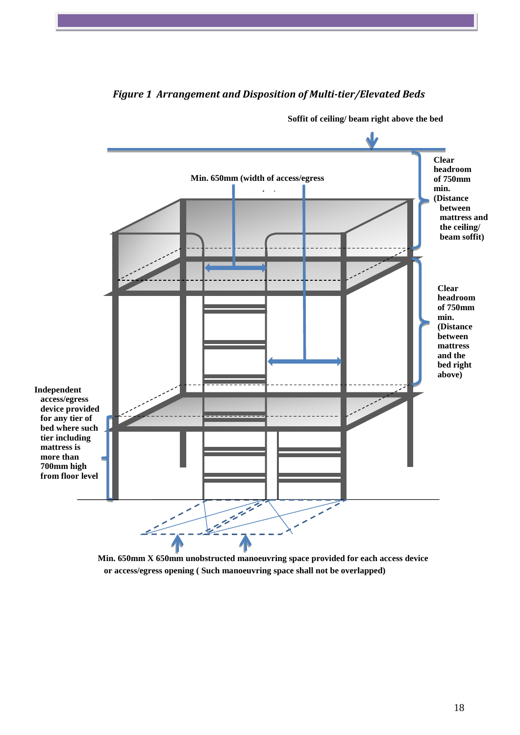*Figure 1 Arrangement and Disposition of Multi-tier/Elevated Beds*

Soffit of ceiling/ beam right above the bed

Clear headroom of 750mm min. (Distance between mattress and the ceiling/ beam soffit)

Min. 650mm (width of access/egress

Clear headroom of 750mm min. (Distance between mattress and the bed right above)

Independent access/egress device provided for any tier of bed where such tier including mattress is more than 700mm high from floor level

Min. 650mm X 650mm unobstructed manoeuvring space provided for each access device or access/egress opening ( Such manoeuvring space shall not be overlapped)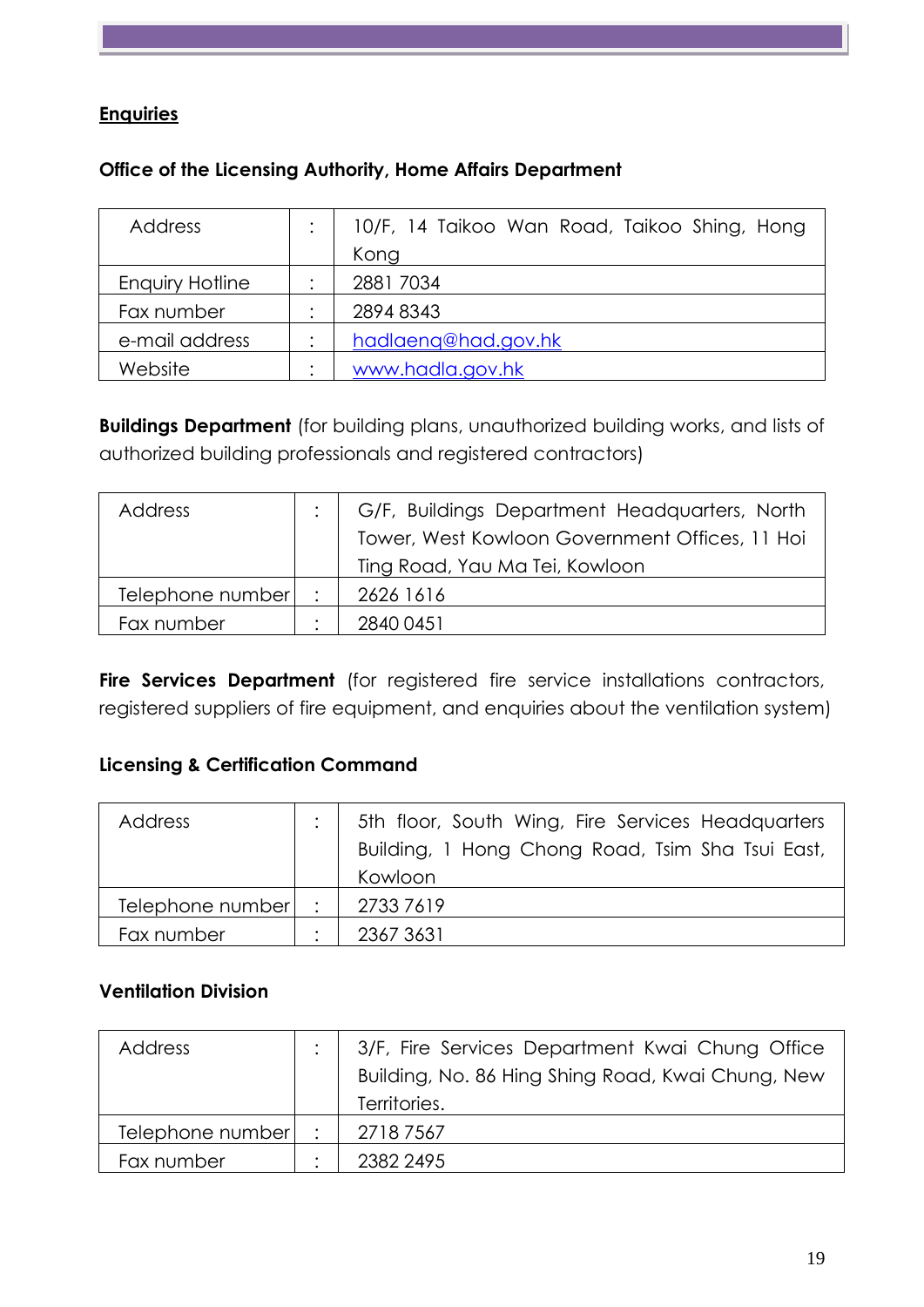**Enquiries**

**Office of the Licensing Authority, Home Affairs Department**

| | | |
|---|---|---|
| Address | : | 10/F, 14 Taikoo Wan Road, Taikoo Shing, Hong Kong |
| Enquiry Hotline | : | 2881 7034 |
| Fax number | : | 2894 8343 |
| e-mail address | : | hadlaenq@had.gov.hk |
| Website | : | www.hadla.gov.hk |

**Buildings Department** (for building plans, unauthorized building works, and lists of authorized building professionals and registered contractors)

| | | |
|---|---|---|
| Address | : | G/F, Buildings Department Headquarters, North Tower, West Kowloon Government Offices, 11 Hoi Ting Road, Yau Ma Tei, Kowloon |
| Telephone number | : | 2626 1616 |
| Fax number | : | 2840 0451 |

**Fire Services Department** (for registered fire service installations contractors, registered suppliers of fire equipment, and enquiries about the ventilation system)

**Licensing & Certification Command**

| | | |
|---|---|---|
| Address | : | 5th floor, South Wing, Fire Services Headquarters Building, 1 Hong Chong Road, Tsim Sha Tsui East, Kowloon |
| Telephone number | : | 2733 7619 |
| Fax number | : | 2367 3631 |

**Ventilation Division**

| | | |
|---|---|---|
| Address | : | 3/F, Fire Services Department Kwai Chung Office Building, No. 86 Hing Shing Road, Kwai Chung, New Territories. |
| Telephone number | : | 2718 7567 |
| Fax number | : | 2382 2495 |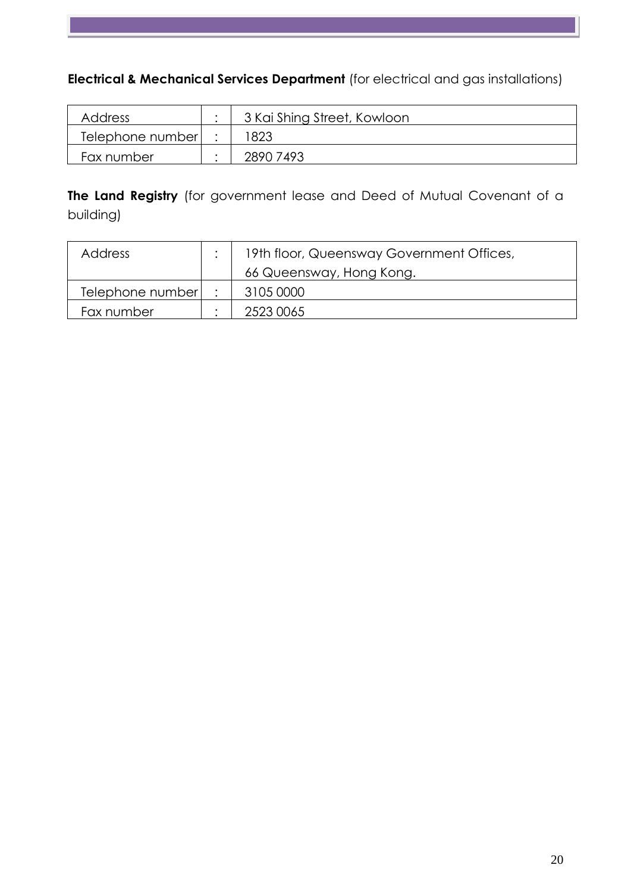**Electrical & Mechanical Services Department** (for electrical and gas installations)

| | | |
|---|---|---|
| Address | : | 3 Kai Shing Street, Kowloon |
| Telephone number | : | 1823 |
| Fax number | : | 2890 7493 |

**The Land Registry** (for government lease and Deed of Mutual Covenant of a building)

| | | |
|---|---|---|
| Address | : | 19th floor, Queensway Government Offices, 66 Queensway, Hong Kong. |
| Telephone number | : | 3105 0000 |
| Fax number | : | 2523 0065 |